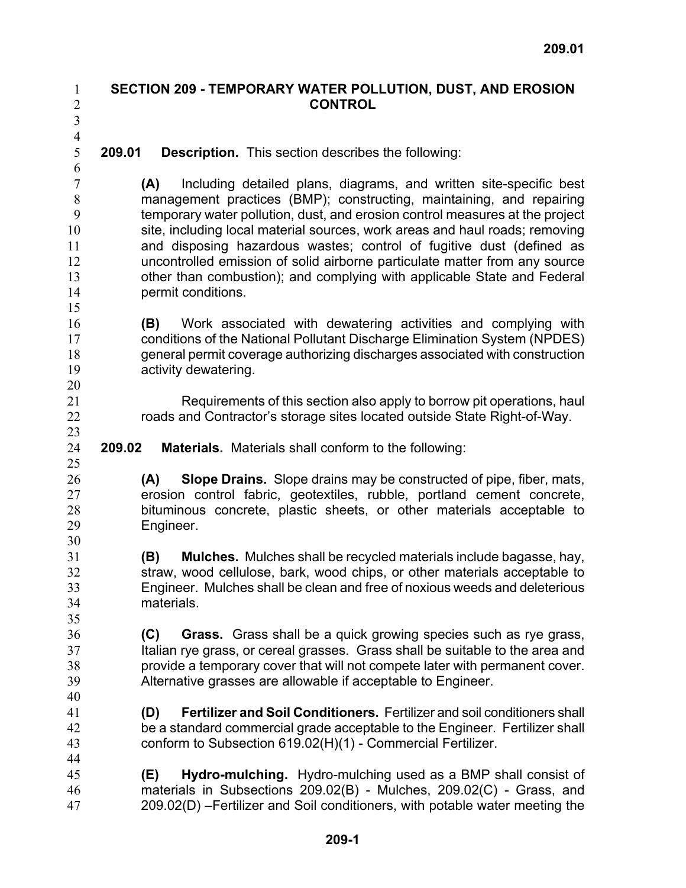# SECTION 209 - TEMPORARY WATER POLLUTION, DUST, AND EROSION CONTROL

**209.01 Description.** This section describes the following:

**(A)** Including detailed plans, diagrams, and written site-specific best management practices (BMP); constructing, maintaining, and repairing temporary water pollution, dust, and erosion control measures at the project site, including local material sources, work areas and haul roads; removing and disposing hazardous wastes; control of fugitive dust (defined as uncontrolled emission of solid airborne particulate matter from any source other than combustion); and complying with applicable State and Federal permit conditions.

**(B)** Work associated with dewatering activities and complying with conditions of the National Pollutant Discharge Elimination System (NPDES) general permit coverage authorizing discharges associated with construction activity dewatering.

Requirements of this section also apply to borrow pit operations, haul roads and Contractor's storage sites located outside State Right-of-Way.

**209.02 Materials.** Materials shall conform to the following:

**(A) Slope Drains.** Slope drains may be constructed of pipe, fiber, mats, erosion control fabric, geotextiles, rubble, portland cement concrete, bituminous concrete, plastic sheets, or other materials acceptable to Engineer.

**(B) Mulches.** Mulches shall be recycled materials include bagasse, hay, straw, wood cellulose, bark, wood chips, or other materials acceptable to Engineer. Mulches shall be clean and free of noxious weeds and deleterious materials.

**(C) Grass.** Grass shall be a quick growing species such as rye grass, Italian rye grass, or cereal grasses. Grass shall be suitable to the area and provide a temporary cover that will not compete later with permanent cover. Alternative grasses are allowable if acceptable to Engineer.

**(D) Fertilizer and Soil Conditioners.** Fertilizer and soil conditioners shall be a standard commercial grade acceptable to the Engineer. Fertilizer shall conform to Subsection 619.02(H)(1) - Commercial Fertilizer.

**(E) Hydro-mulching.** Hydro-mulching used as a BMP shall consist of materials in Subsections 209.02(B) - Mulches, 209.02(C) - Grass, and 209.02(D) –Fertilizer and Soil conditioners, with potable water meeting the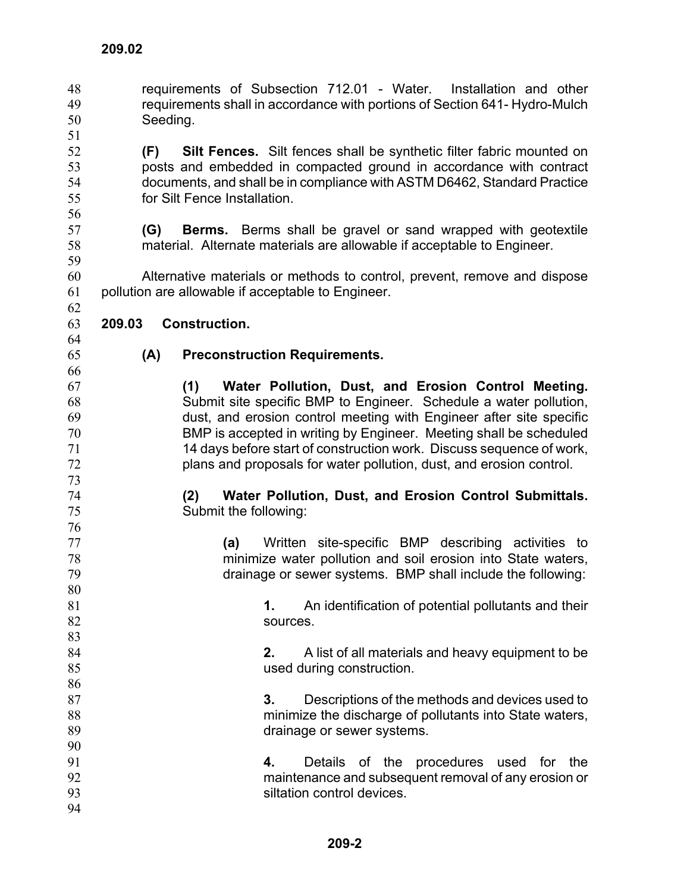requirements of Subsection 712.01 - Water. Installation and other requirements shall in accordance with portions of Section 641- Hydro-Mulch Seeding.

**(F) Silt Fences.** Silt fences shall be synthetic filter fabric mounted on posts and embedded in compacted ground in accordance with contract documents, and shall be in compliance with ASTM D6462, Standard Practice for Silt Fence Installation.

**(G) Berms.** Berms shall be gravel or sand wrapped with geotextile material. Alternate materials are allowable if acceptable to Engineer.

Alternative materials or methods to control, prevent, remove and dispose pollution are allowable if acceptable to Engineer.

## 209.03 Construction.

### (A) Preconstruction Requirements.

**(1) Water Pollution, Dust, and Erosion Control Meeting.** Submit site specific BMP to Engineer. Schedule a water pollution, dust, and erosion control meeting with Engineer after site specific BMP is accepted in writing by Engineer. Meeting shall be scheduled 14 days before start of construction work. Discuss sequence of work, plans and proposals for water pollution, dust, and erosion control.

**(2) Water Pollution, Dust, and Erosion Control Submittals.** Submit the following:

**(a)** Written site-specific BMP describing activities to minimize water pollution and soil erosion into State waters, drainage or sewer systems. BMP shall include the following:

**1.** An identification of potential pollutants and their sources.

**2.** A list of all materials and heavy equipment to be used during construction.

**3.** Descriptions of the methods and devices used to minimize the discharge of pollutants into State waters, drainage or sewer systems.

**4.** Details of the procedures used for the maintenance and subsequent removal of any erosion or siltation control devices.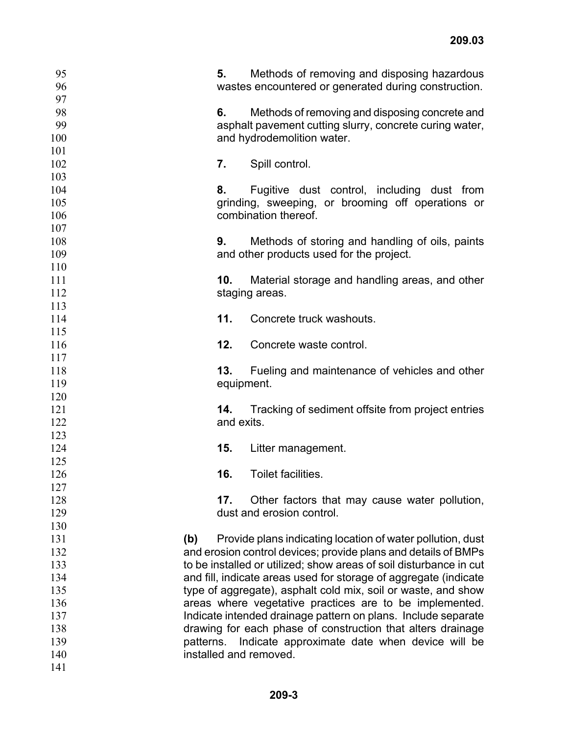**5.** Methods of removing and disposing hazardous wastes encountered or generated during construction.

**6.** Methods of removing and disposing concrete and asphalt pavement cutting slurry, concrete curing water, and hydrodemolition water.

**7.** Spill control.

**8.** Fugitive dust control, including dust from grinding, sweeping, or brooming off operations or combination thereof.

**9.** Methods of storing and handling of oils, paints and other products used for the project.

**10.** Material storage and handling areas, and other staging areas.

**11.** Concrete truck washouts.

**12.** Concrete waste control.

**13.** Fueling and maintenance of vehicles and other equipment.

**14.** Tracking of sediment offsite from project entries and exits.

**15.** Litter management.

**16.** Toilet facilities.

**17.** Other factors that may cause water pollution, dust and erosion control.

**(b)** Provide plans indicating location of water pollution, dust and erosion control devices; provide plans and details of BMPs to be installed or utilized; show areas of soil disturbance in cut and fill, indicate areas used for storage of aggregate (indicate type of aggregate), asphalt cold mix, soil or waste, and show areas where vegetative practices are to be implemented. Indicate intended drainage pattern on plans. Include separate drawing for each phase of construction that alters drainage patterns. Indicate approximate date when device will be installed and removed.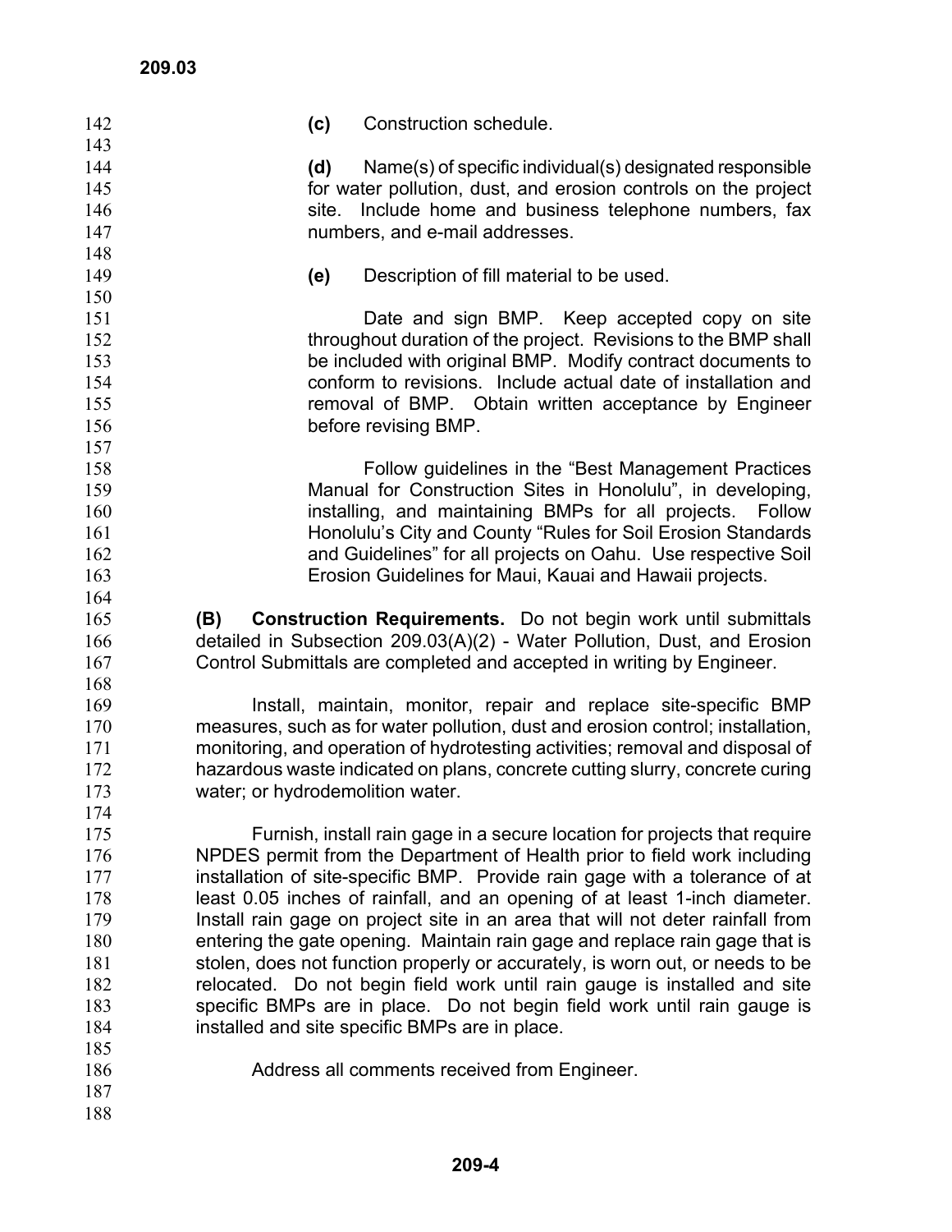**(c)** Construction schedule.

**(d)** Name(s) of specific individual(s) designated responsible for water pollution, dust, and erosion controls on the project site. Include home and business telephone numbers, fax numbers, and e-mail addresses.

**(e)** Description of fill material to be used.

Date and sign BMP. Keep accepted copy on site throughout duration of the project. Revisions to the BMP shall be included with original BMP. Modify contract documents to conform to revisions. Include actual date of installation and removal of BMP. Obtain written acceptance by Engineer before revising BMP.

Follow guidelines in the "Best Management Practices Manual for Construction Sites in Honolulu", in developing, installing, and maintaining BMPs for all projects. Follow Honolulu's City and County "Rules for Soil Erosion Standards and Guidelines" for all projects on Oahu. Use respective Soil Erosion Guidelines for Maui, Kauai and Hawaii projects.

**(B) Construction Requirements.** Do not begin work until submittals detailed in Subsection 209.03(A)(2) - Water Pollution, Dust, and Erosion Control Submittals are completed and accepted in writing by Engineer.

Install, maintain, monitor, repair and replace site-specific BMP measures, such as for water pollution, dust and erosion control; installation, monitoring, and operation of hydrotesting activities; removal and disposal of hazardous waste indicated on plans, concrete cutting slurry, concrete curing water; or hydrodemolition water.

Furnish, install rain gage in a secure location for projects that require NPDES permit from the Department of Health prior to field work including installation of site-specific BMP. Provide rain gage with a tolerance of at least 0.05 inches of rainfall, and an opening of at least 1-inch diameter. Install rain gage on project site in an area that will not deter rainfall from entering the gate opening. Maintain rain gage and replace rain gage that is stolen, does not function properly or accurately, is worn out, or needs to be relocated. Do not begin field work until rain gauge is installed and site specific BMPs are in place. Do not begin field work until rain gauge is installed and site specific BMPs are in place.

Address all comments received from Engineer.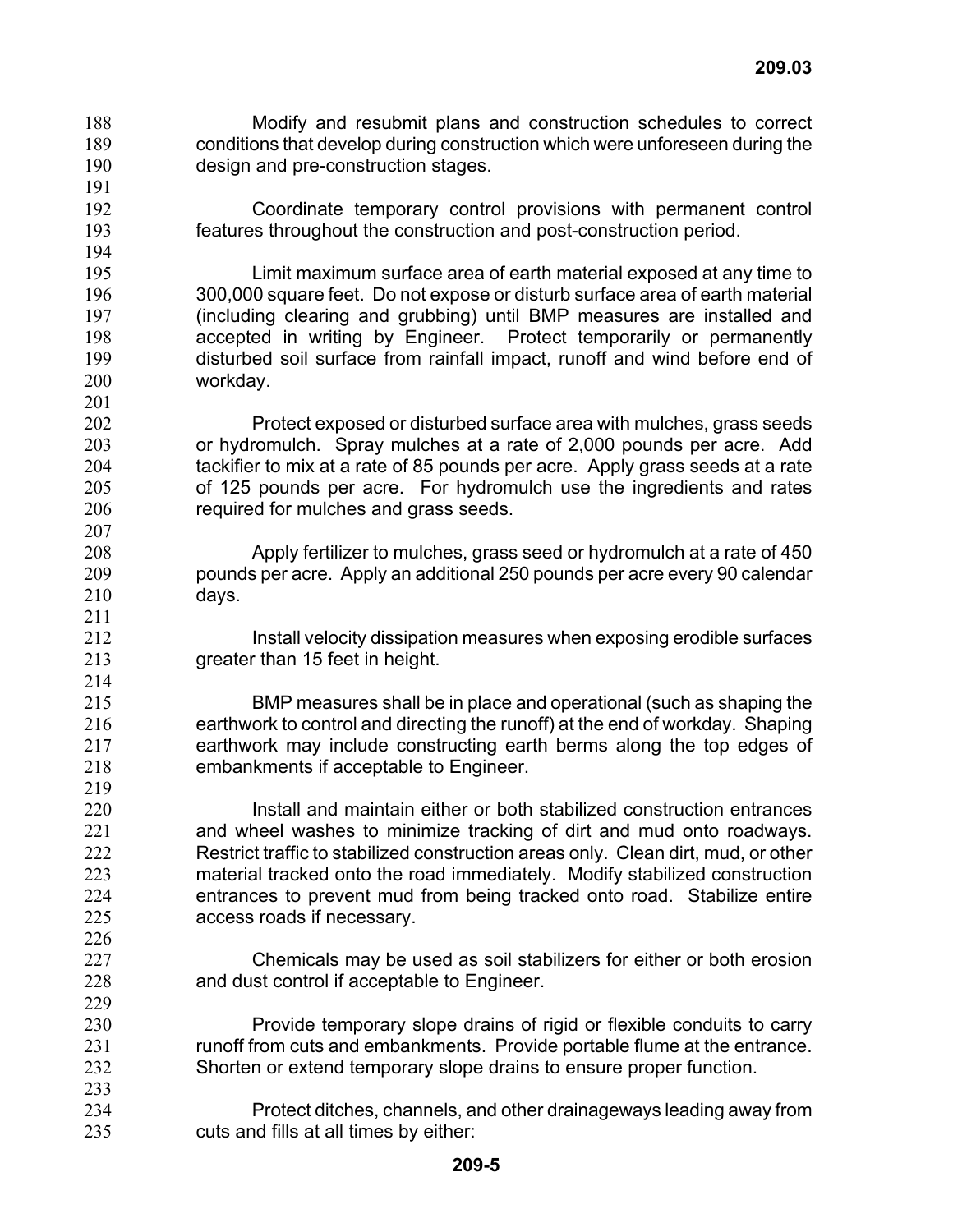Modify and resubmit plans and construction schedules to correct conditions that develop during construction which were unforeseen during the design and pre-construction stages.

Coordinate temporary control provisions with permanent control features throughout the construction and post-construction period.

Limit maximum surface area of earth material exposed at any time to 300,000 square feet. Do not expose or disturb surface area of earth material (including clearing and grubbing) until BMP measures are installed and accepted in writing by Engineer. Protect temporarily or permanently disturbed soil surface from rainfall impact, runoff and wind before end of workday.

Protect exposed or disturbed surface area with mulches, grass seeds or hydromulch. Spray mulches at a rate of 2,000 pounds per acre. Add tackifier to mix at a rate of 85 pounds per acre. Apply grass seeds at a rate of 125 pounds per acre. For hydromulch use the ingredients and rates required for mulches and grass seeds.

Apply fertilizer to mulches, grass seed or hydromulch at a rate of 450 pounds per acre. Apply an additional 250 pounds per acre every 90 calendar days.

Install velocity dissipation measures when exposing erodible surfaces greater than 15 feet in height.

BMP measures shall be in place and operational (such as shaping the earthwork to control and directing the runoff) at the end of workday. Shaping earthwork may include constructing earth berms along the top edges of embankments if acceptable to Engineer.

Install and maintain either or both stabilized construction entrances and wheel washes to minimize tracking of dirt and mud onto roadways. Restrict traffic to stabilized construction areas only. Clean dirt, mud, or other material tracked onto the road immediately. Modify stabilized construction entrances to prevent mud from being tracked onto road. Stabilize entire access roads if necessary.

Chemicals may be used as soil stabilizers for either or both erosion and dust control if acceptable to Engineer.

Provide temporary slope drains of rigid or flexible conduits to carry runoff from cuts and embankments. Provide portable flume at the entrance. Shorten or extend temporary slope drains to ensure proper function.

Protect ditches, channels, and other drainageways leading away from cuts and fills at all times by either: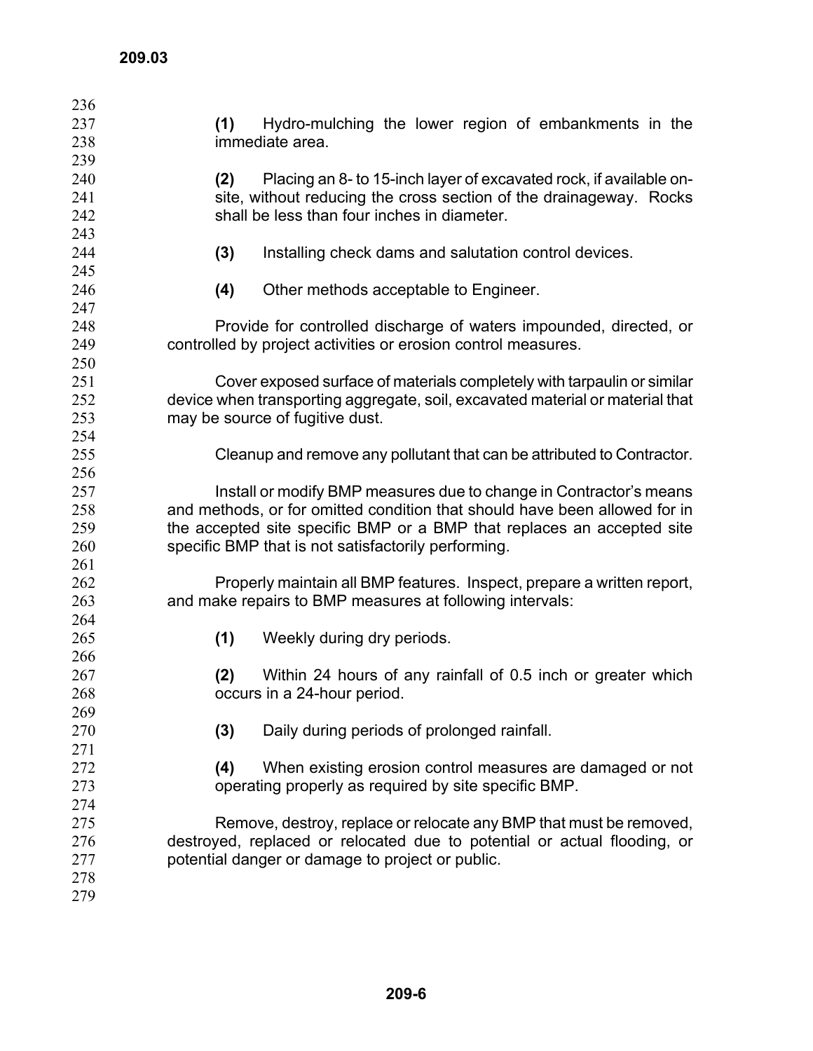**(1)** Hydro-mulching the lower region of embankments in the immediate area.

**(2)** Placing an 8- to 15-inch layer of excavated rock, if available on-site, without reducing the cross section of the drainageway. Rocks shall be less than four inches in diameter.

**(3)** Installing check dams and salutation control devices.

**(4)** Other methods acceptable to Engineer.

Provide for controlled discharge of waters impounded, directed, or controlled by project activities or erosion control measures.

Cover exposed surface of materials completely with tarpaulin or similar device when transporting aggregate, soil, excavated material or material that may be source of fugitive dust.

Cleanup and remove any pollutant that can be attributed to Contractor.

Install or modify BMP measures due to change in Contractor's means and methods, or for omitted condition that should have been allowed for in the accepted site specific BMP or a BMP that replaces an accepted site specific BMP that is not satisfactorily performing.

Properly maintain all BMP features. Inspect, prepare a written report, and make repairs to BMP measures at following intervals:

**(1)** Weekly during dry periods.

**(2)** Within 24 hours of any rainfall of 0.5 inch or greater which occurs in a 24-hour period.

**(3)** Daily during periods of prolonged rainfall.

**(4)** When existing erosion control measures are damaged or not operating properly as required by site specific BMP.

Remove, destroy, replace or relocate any BMP that must be removed, destroyed, replaced or relocated due to potential or actual flooding, or potential danger or damage to project or public.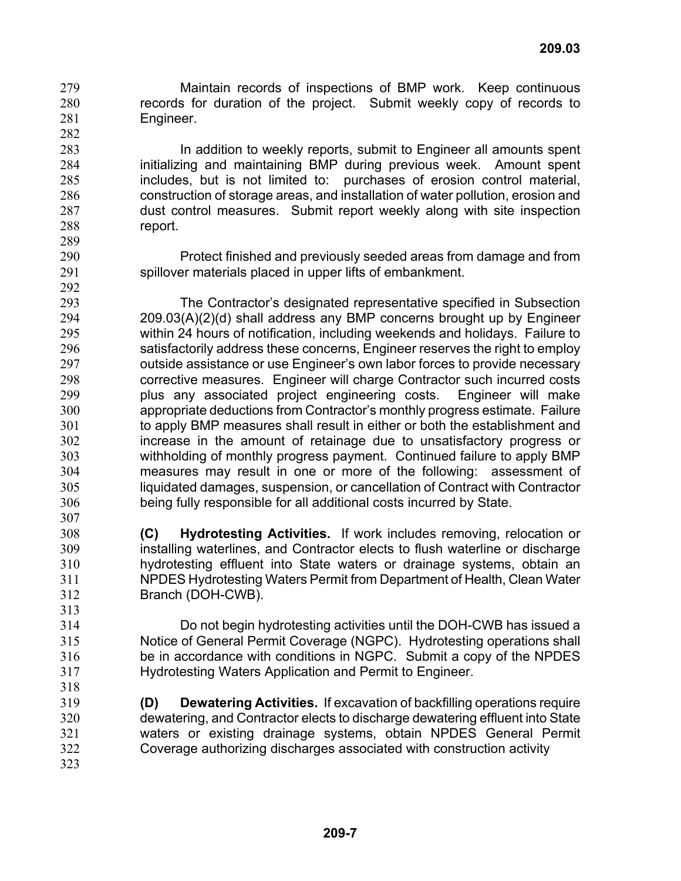Maintain records of inspections of BMP work. Keep continuous records for duration of the project. Submit weekly copy of records to Engineer.

In addition to weekly reports, submit to Engineer all amounts spent initializing and maintaining BMP during previous week. Amount spent includes, but is not limited to: purchases of erosion control material, construction of storage areas, and installation of water pollution, erosion and dust control measures. Submit report weekly along with site inspection report.

Protect finished and previously seeded areas from damage and from spillover materials placed in upper lifts of embankment.

The Contractor's designated representative specified in Subsection 209.03(A)(2)(d) shall address any BMP concerns brought up by Engineer within 24 hours of notification, including weekends and holidays. Failure to satisfactorily address these concerns, Engineer reserves the right to employ outside assistance or use Engineer's own labor forces to provide necessary corrective measures. Engineer will charge Contractor such incurred costs plus any associated project engineering costs. Engineer will make appropriate deductions from Contractor's monthly progress estimate. Failure to apply BMP measures shall result in either or both the establishment and increase in the amount of retainage due to unsatisfactory progress or withholding of monthly progress payment. Continued failure to apply BMP measures may result in one or more of the following: assessment of liquidated damages, suspension, or cancellation of Contract with Contractor being fully responsible for all additional costs incurred by State.

**(C) Hydrotesting Activities.** If work includes removing, relocation or installing waterlines, and Contractor elects to flush waterline or discharge hydrotesting effluent into State waters or drainage systems, obtain an NPDES Hydrotesting Waters Permit from Department of Health, Clean Water Branch (DOH-CWB).

Do not begin hydrotesting activities until the DOH-CWB has issued a Notice of General Permit Coverage (NGPC). Hydrotesting operations shall be in accordance with conditions in NGPC. Submit a copy of the NPDES Hydrotesting Waters Application and Permit to Engineer.

**(D) Dewatering Activities.** If excavation of backfilling operations require dewatering, and Contractor elects to discharge dewatering effluent into State waters or existing drainage systems, obtain NPDES General Permit Coverage authorizing discharges associated with construction activity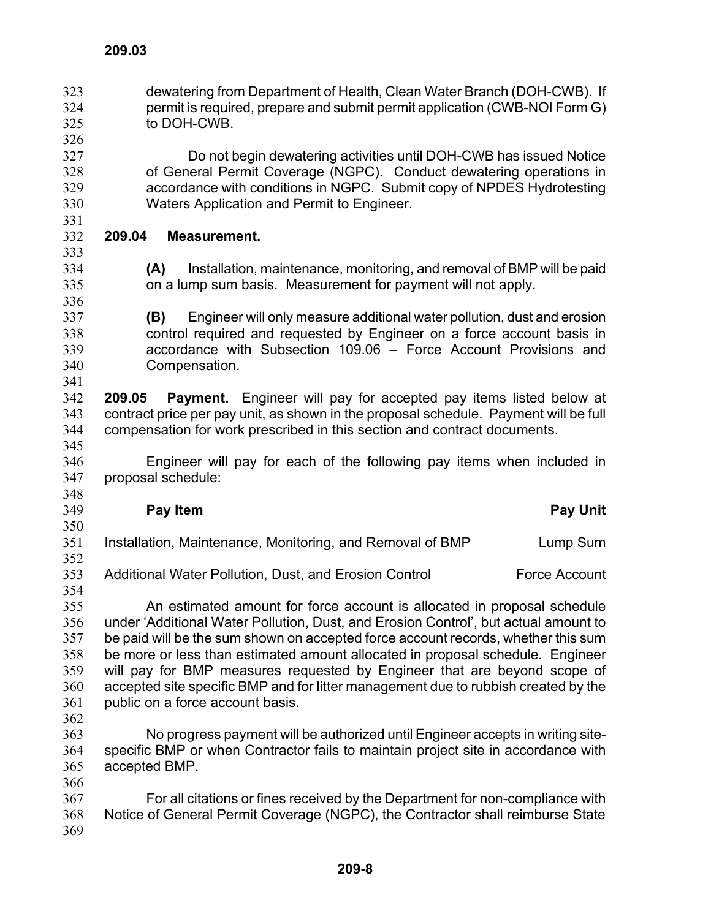dewatering from Department of Health, Clean Water Branch (DOH-CWB). If permit is required, prepare and submit permit application (CWB-NOI Form G) to DOH-CWB.

Do not begin dewatering activities until DOH-CWB has issued Notice of General Permit Coverage (NGPC). Conduct dewatering operations in accordance with conditions in NGPC. Submit copy of NPDES Hydrotesting Waters Application and Permit to Engineer.

## 209.04 Measurement.

**(A)** Installation, maintenance, monitoring, and removal of BMP will be paid on a lump sum basis. Measurement for payment will not apply.

**(B)** Engineer will only measure additional water pollution, dust and erosion control required and requested by Engineer on a force account basis in accordance with Subsection 109.06 – Force Account Provisions and Compensation.

**209.05 Payment.** Engineer will pay for accepted pay items listed below at contract price per pay unit, as shown in the proposal schedule. Payment will be full compensation for work prescribed in this section and contract documents.

Engineer will pay for each of the following pay items when included in proposal schedule:

| Pay Item | Pay Unit |
|---|---|
| Installation, Maintenance, Monitoring, and Removal of BMP | Lump Sum |
| Additional Water Pollution, Dust, and Erosion Control | Force Account |

An estimated amount for force account is allocated in proposal schedule under 'Additional Water Pollution, Dust, and Erosion Control', but actual amount to be paid will be the sum shown on accepted force account records, whether this sum be more or less than estimated amount allocated in proposal schedule. Engineer will pay for BMP measures requested by Engineer that are beyond scope of accepted site specific BMP and for litter management due to rubbish created by the public on a force account basis.

No progress payment will be authorized until Engineer accepts in writing site-specific BMP or when Contractor fails to maintain project site in accordance with accepted BMP.

For all citations or fines received by the Department for non-compliance with Notice of General Permit Coverage (NGPC), the Contractor shall reimburse State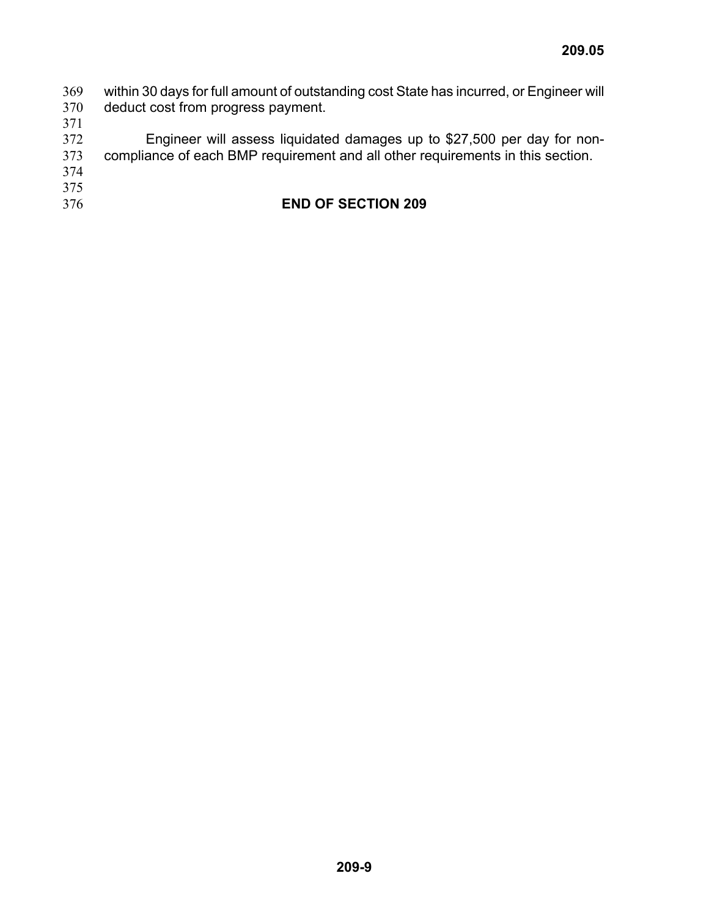within 30 days for full amount of outstanding cost State has incurred, or Engineer will deduct cost from progress payment.

Engineer will assess liquidated damages up to $27,500 per day for non-compliance of each BMP requirement and all other requirements in this section.

**END OF SECTION 209**